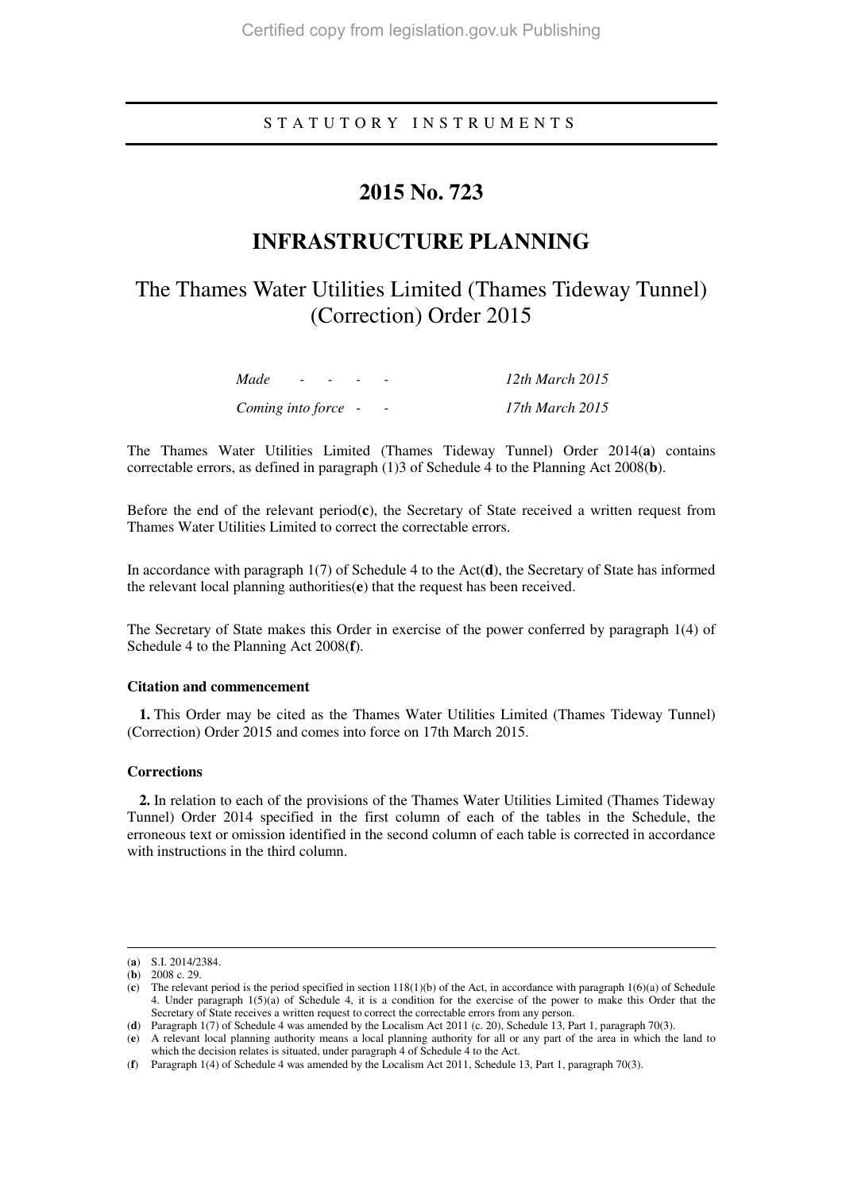STATUTORY INSTRUMENTS

# 2015 No. 723

# INFRASTRUCTURE PLANNING

## The Thames Water Utilities Limited (Thames Tideway Tunnel) (Correction) Order 2015

| | |
|---|---|
| *Made - - - -* | *12th March 2015* |
| *Coming into force - -* | *17th March 2015* |

The Thames Water Utilities Limited (Thames Tideway Tunnel) Order 2014(**a**) contains correctable errors, as defined in paragraph (1)3 of Schedule 4 to the Planning Act 2008(**b**).

Before the end of the relevant period(**c**), the Secretary of State received a written request from Thames Water Utilities Limited to correct the correctable errors.

In accordance with paragraph 1(7) of Schedule 4 to the Act(**d**), the Secretary of State has informed the relevant local planning authorities(**e**) that the request has been received.

The Secretary of State makes this Order in exercise of the power conferred by paragraph 1(4) of Schedule 4 to the Planning Act 2008(**f**).

### Citation and commencement

**1.** This Order may be cited as the Thames Water Utilities Limited (Thames Tideway Tunnel) (Correction) Order 2015 and comes into force on 17th March 2015.

### Corrections

**2.** In relation to each of the provisions of the Thames Water Utilities Limited (Thames Tideway Tunnel) Order 2014 specified in the first column of each of the tables in the Schedule, the erroneous text or omission identified in the second column of each table is corrected in accordance with instructions in the third column.

---

(**a**) S.I. 2014/2384.

(**b**) 2008 c. 29.

(**c**) The relevant period is the period specified in section 118(1)(b) of the Act, in accordance with paragraph 1(6)(a) of Schedule 4. Under paragraph 1(5)(a) of Schedule 4, it is a condition for the exercise of the power to make this Order that the Secretary of State receives a written request to correct the correctable errors from any person.

(**d**) Paragraph 1(7) of Schedule 4 was amended by the Localism Act 2011 (c. 20), Schedule 13, Part 1, paragraph 70(3).

(**e**) A relevant local planning authority means a local planning authority for all or any part of the area in which the land to which the decision relates is situated, under paragraph 4 of Schedule 4 to the Act.

(**f**) Paragraph 1(4) of Schedule 4 was amended by the Localism Act 2011, Schedule 13, Part 1, paragraph 70(3).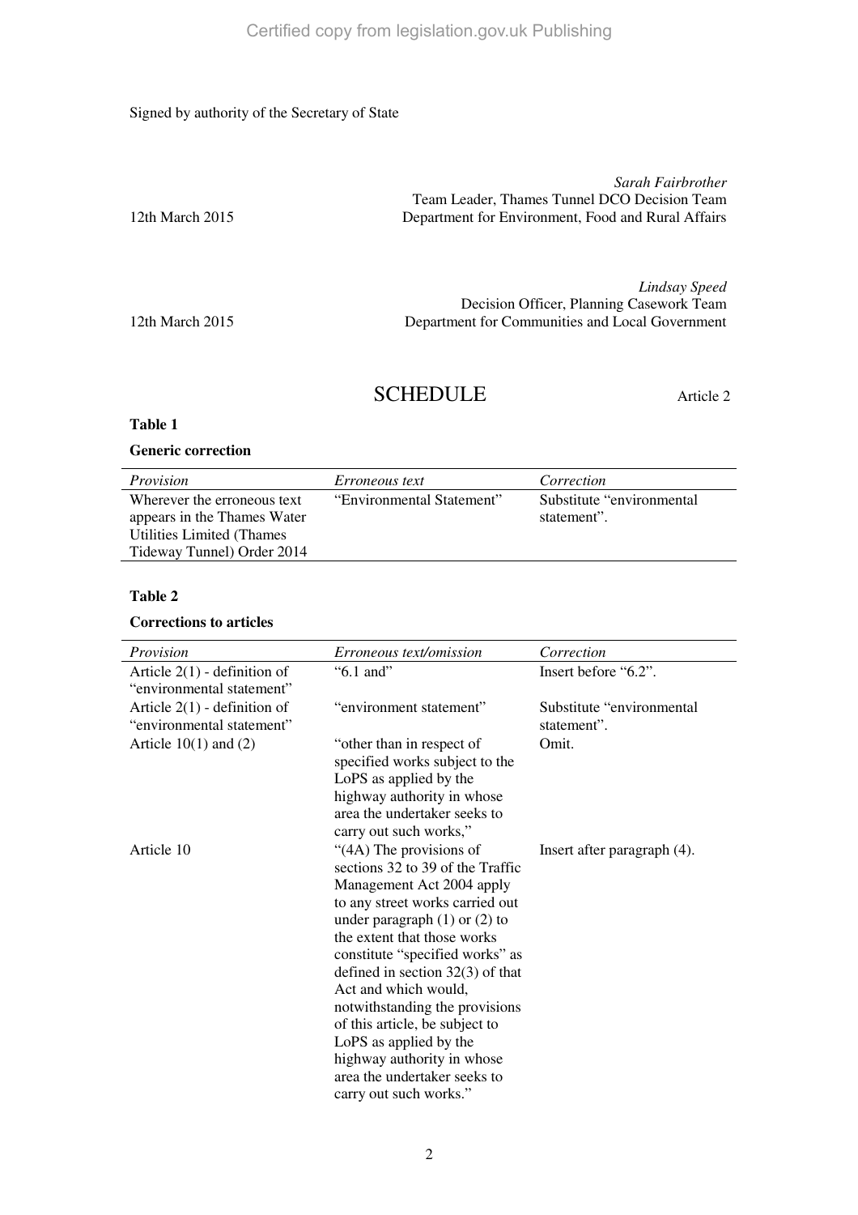Signed by authority of the Secretary of State

*Sarah Fairbrother*
Team Leader, Thames Tunnel DCO Decision Team
12th March 2015 Department for Environment, Food and Rural Affairs

*Lindsay Speed*
Decision Officer, Planning Casework Team
12th March 2015 Department for Communities and Local Government

# SCHEDULE

Article 2

**Table 1**

**Generic correction**

| *Provision* | *Erroneous text* | *Correction* |
|---|---|---|
| Wherever the erroneous text appears in the Thames Water Utilities Limited (Thames Tideway Tunnel) Order 2014 | "Environmental Statement" | Substitute "environmental statement". |

**Table 2**

**Corrections to articles**

| *Provision* | *Erroneous text/omission* | *Correction* |
|---|---|---|
| Article 2(1) - definition of "environmental statement" | "6.1 and" | Insert before "6.2". |
| Article 2(1) - definition of "environmental statement" | "environment statement" | Substitute "environmental statement". |
| Article 10(1) and (2) | "other than in respect of specified works subject to the LoPS as applied by the highway authority in whose area the undertaker seeks to carry out such works," | Omit. |
| Article 10 | "(4A) The provisions of sections 32 to 39 of the Traffic Management Act 2004 apply to any street works carried out under paragraph (1) or (2) to the extent that those works constitute "specified works" as defined in section 32(3) of that Act and which would, notwithstanding the provisions of this article, be subject to LoPS as applied by the highway authority in whose area the undertaker seeks to carry out such works." | Insert after paragraph (4). |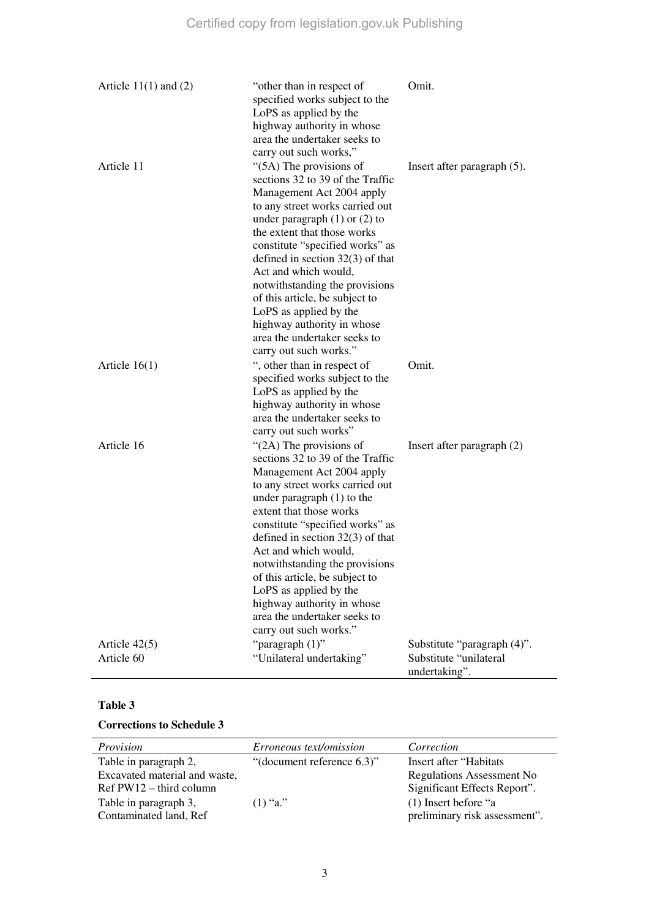| | | |
|---|---|---|
| Article 11(1) and (2) | "other than in respect of specified works subject to the LoPS as applied by the highway authority in whose area the undertaker seeks to carry out such works," | Omit. |
| Article 11 | "(5A) The provisions of sections 32 to 39 of the Traffic Management Act 2004 apply to any street works carried out under paragraph (1) or (2) to the extent that those works constitute "specified works" as defined in section 32(3) of that Act and which would, notwithstanding the provisions of this article, be subject to LoPS as applied by the highway authority in whose area the undertaker seeks to carry out such works." | Insert after paragraph (5). |
| Article 16(1) | ", other than in respect of specified works subject to the LoPS as applied by the highway authority in whose area the undertaker seeks to carry out such works" | Omit. |
| Article 16 | "(2A) The provisions of sections 32 to 39 of the Traffic Management Act 2004 apply to any street works carried out under paragraph (1) to the extent that those works constitute "specified works" as defined in section 32(3) of that Act and which would, notwithstanding the provisions of this article, be subject to LoPS as applied by the highway authority in whose area the undertaker seeks to carry out such works." | Insert after paragraph (2) |
| Article 42(5) | "paragraph (1)" | Substitute "paragraph (4)". |
| Article 60 | "Unilateral undertaking" | Substitute "unilateral undertaking". |

**Table 3**

**Corrections to Schedule 3**

| *Provision* | *Erroneous text/omission* | *Correction* |
|---|---|---|
| Table in paragraph 2, Excavated material and waste, Ref PW12 – third column | "(document reference 6.3)" | Insert after "Habitats Regulations Assessment No Significant Effects Report". |
| Table in paragraph 3, Contaminated land, Ref | (1) "a." | (1) Insert before "a preliminary risk assessment". |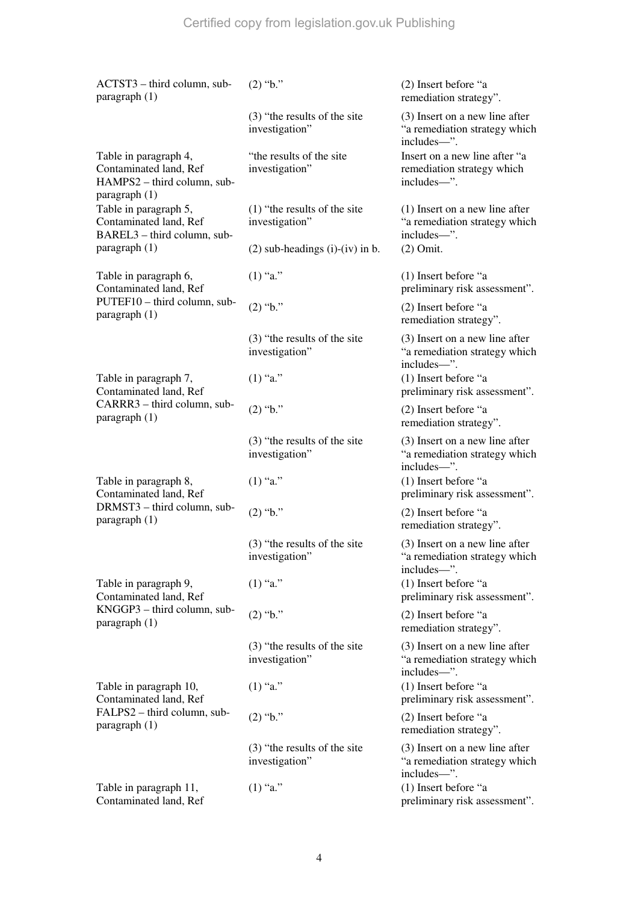| | | |
|---|---|---|
| ACTST3 – third column, sub-paragraph (1) | (2) "b." | (2) Insert before "a remediation strategy". |
| | (3) "the results of the site investigation" | (3) Insert on a new line after "a remediation strategy which includes—". |
| Table in paragraph 4, Contaminated land, Ref HAMPS2 – third column, sub-paragraph (1) | "the results of the site investigation" | Insert on a new line after "a remediation strategy which includes—". |
| Table in paragraph 5, Contaminated land, Ref BAREL3 – third column, sub-paragraph (1) | (1) "the results of the site investigation" | (1) Insert on a new line after "a remediation strategy which includes—". |
| | (2) sub-headings (i)-(iv) in b. | (2) Omit. |
| Table in paragraph 6, Contaminated land, Ref PUTEF10 – third column, sub-paragraph (1) | (1) "a." | (1) Insert before "a preliminary risk assessment". |
| | (2) "b." | (2) Insert before "a remediation strategy". |
| | (3) "the results of the site investigation" | (3) Insert on a new line after "a remediation strategy which includes—". |
| Table in paragraph 7, Contaminated land, Ref CARRR3 – third column, sub-paragraph (1) | (1) "a." | (1) Insert before "a preliminary risk assessment". |
| | (2) "b." | (2) Insert before "a remediation strategy". |
| | (3) "the results of the site investigation" | (3) Insert on a new line after "a remediation strategy which includes—". |
| Table in paragraph 8, Contaminated land, Ref DRMST3 – third column, sub-paragraph (1) | (1) "a." | (1) Insert before "a preliminary risk assessment". |
| | (2) "b." | (2) Insert before "a remediation strategy". |
| | (3) "the results of the site investigation" | (3) Insert on a new line after "a remediation strategy which includes—". |
| Table in paragraph 9, Contaminated land, Ref KNGGP3 – third column, sub-paragraph (1) | (1) "a." | (1) Insert before "a preliminary risk assessment". |
| | (2) "b." | (2) Insert before "a remediation strategy". |
| | (3) "the results of the site investigation" | (3) Insert on a new line after "a remediation strategy which includes—". |
| Table in paragraph 10, Contaminated land, Ref FALPS2 – third column, sub-paragraph (1) | (1) "a." | (1) Insert before "a preliminary risk assessment". |
| | (2) "b." | (2) Insert before "a remediation strategy". |
| | (3) "the results of the site investigation" | (3) Insert on a new line after "a remediation strategy which includes—". |
| Table in paragraph 11, Contaminated land, Ref | (1) "a." | (1) Insert before "a preliminary risk assessment". |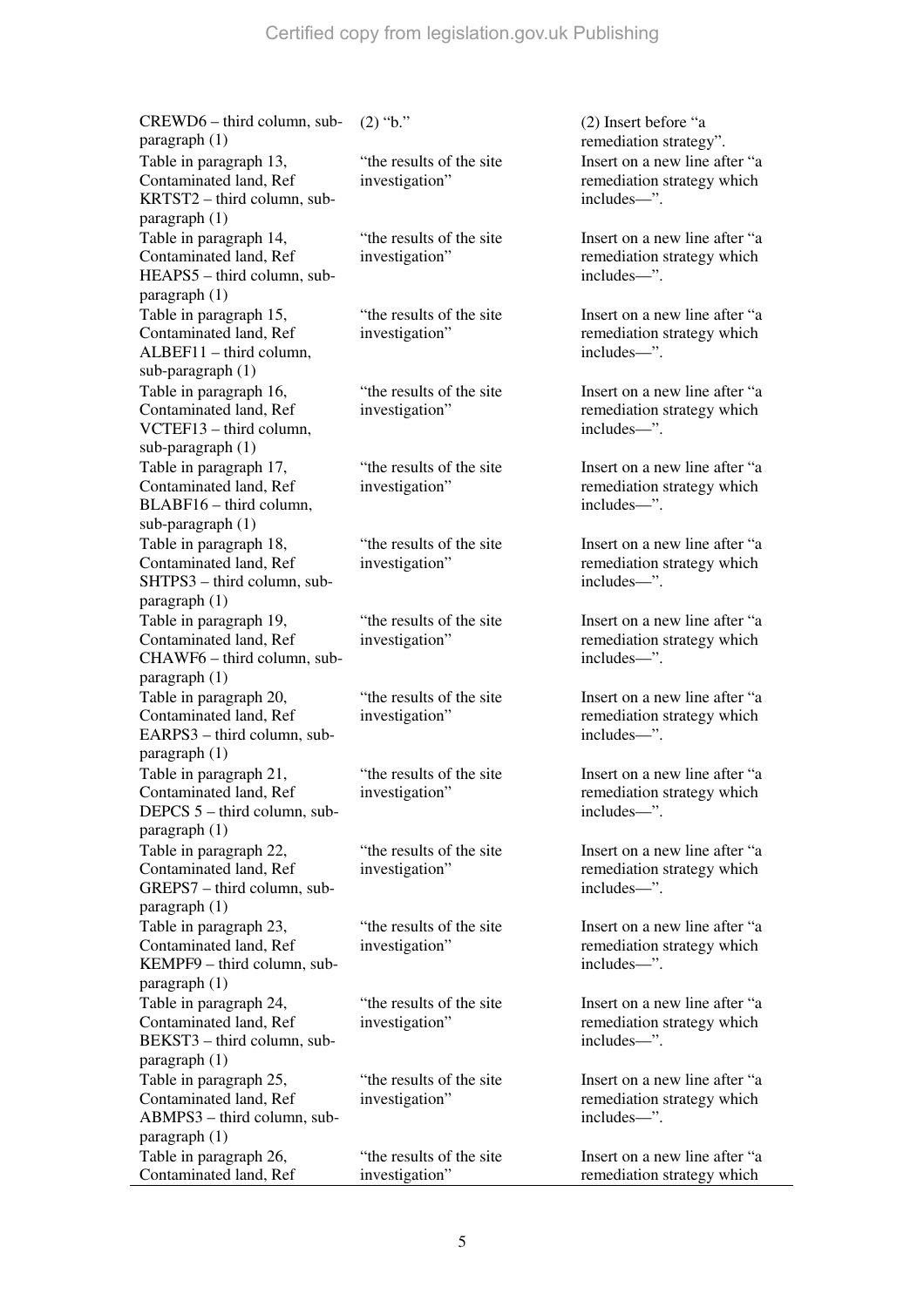| | | |
|---|---|---|
| CREWD6 – third column, sub-paragraph (1) | (2) "b." | (2) Insert before "a remediation strategy". |
| Table in paragraph 13, Contaminated land, Ref KRTST2 – third column, sub-paragraph (1) | "the results of the site investigation" | Insert on a new line after "a remediation strategy which includes—". |
| Table in paragraph 14, Contaminated land, Ref HEAPS5 – third column, sub-paragraph (1) | "the results of the site investigation" | Insert on a new line after "a remediation strategy which includes—". |
| Table in paragraph 15, Contaminated land, Ref ALBEF11 – third column, sub-paragraph (1) | "the results of the site investigation" | Insert on a new line after "a remediation strategy which includes—". |
| Table in paragraph 16, Contaminated land, Ref VCTEF13 – third column, sub-paragraph (1) | "the results of the site investigation" | Insert on a new line after "a remediation strategy which includes—". |
| Table in paragraph 17, Contaminated land, Ref BLABF16 – third column, sub-paragraph (1) | "the results of the site investigation" | Insert on a new line after "a remediation strategy which includes—". |
| Table in paragraph 18, Contaminated land, Ref SHTPS3 – third column, sub-paragraph (1) | "the results of the site investigation" | Insert on a new line after "a remediation strategy which includes—". |
| Table in paragraph 19, Contaminated land, Ref CHAWF6 – third column, sub-paragraph (1) | "the results of the site investigation" | Insert on a new line after "a remediation strategy which includes—". |
| Table in paragraph 20, Contaminated land, Ref EARPS3 – third column, sub-paragraph (1) | "the results of the site investigation" | Insert on a new line after "a remediation strategy which includes—". |
| Table in paragraph 21, Contaminated land, Ref DEPCS 5 – third column, sub-paragraph (1) | "the results of the site investigation" | Insert on a new line after "a remediation strategy which includes—". |
| Table in paragraph 22, Contaminated land, Ref GREPS7 – third column, sub-paragraph (1) | "the results of the site investigation" | Insert on a new line after "a remediation strategy which includes—". |
| Table in paragraph 23, Contaminated land, Ref KEMPF9 – third column, sub-paragraph (1) | "the results of the site investigation" | Insert on a new line after "a remediation strategy which includes—". |
| Table in paragraph 24, Contaminated land, Ref BEKST3 – third column, sub-paragraph (1) | "the results of the site investigation" | Insert on a new line after "a remediation strategy which includes—". |
| Table in paragraph 25, Contaminated land, Ref ABMPS3 – third column, sub-paragraph (1) | "the results of the site investigation" | Insert on a new line after "a remediation strategy which includes—". |
| Table in paragraph 26, Contaminated land, Ref | "the results of the site investigation" | Insert on a new line after "a remediation strategy which |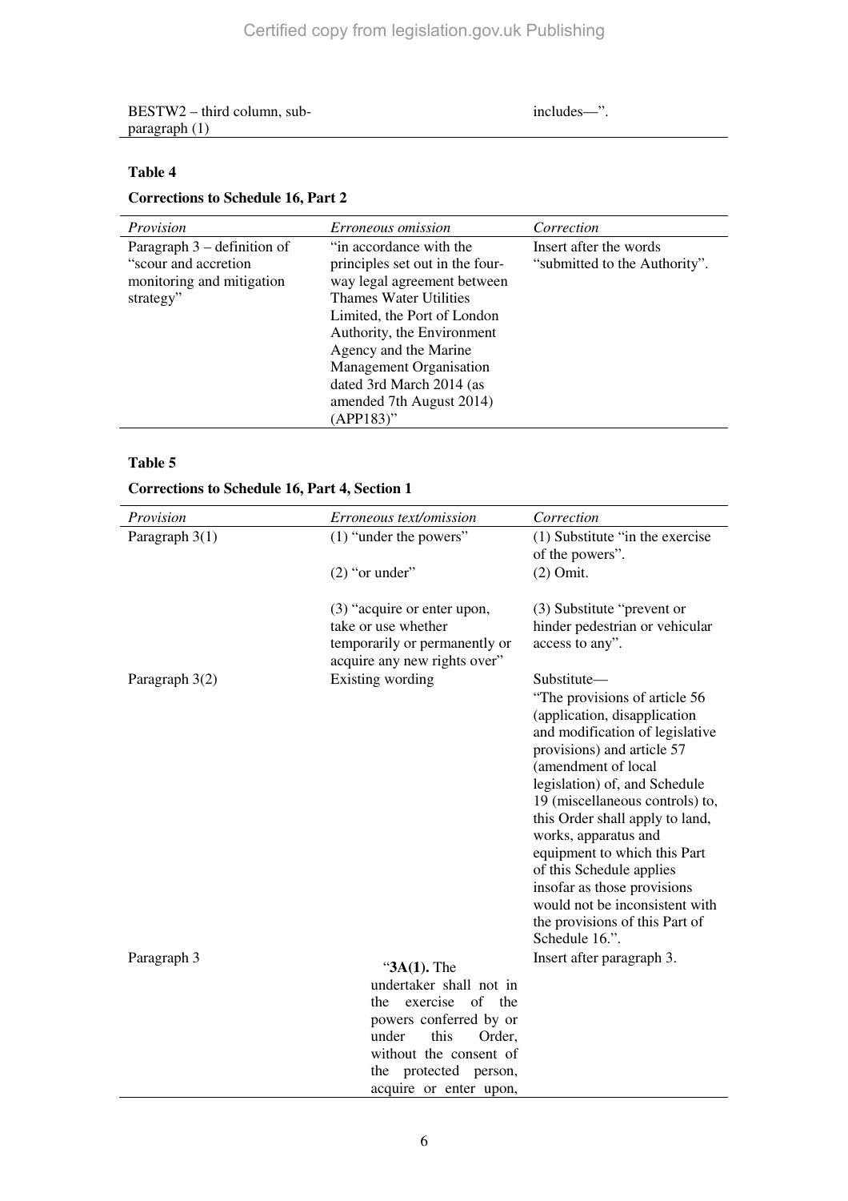| | |
|---|---|
| BESTW2 – third column, sub-paragraph (1) | includes—". |

**Table 4**

**Corrections to Schedule 16, Part 2**

| *Provision* | *Erroneous omission* | *Correction* |
|---|---|---|
| Paragraph 3 – definition of "scour and accretion monitoring and mitigation strategy" | "in accordance with the principles set out in the four-way legal agreement between Thames Water Utilities Limited, the Port of London Authority, the Environment Agency and the Marine Management Organisation dated 3rd March 2014 (as amended 7th August 2014) (APP183)" | Insert after the words "submitted to the Authority". |

**Table 5**

**Corrections to Schedule 16, Part 4, Section 1**

| *Provision* | *Erroneous text/omission* | *Correction* |
|---|---|---|
| Paragraph 3(1) | (1) "under the powers"<br><br>(2) "or under"<br><br>(3) "acquire or enter upon, take or use whether temporarily or permanently or acquire any new rights over" | (1) Substitute "in the exercise of the powers".<br><br>(2) Omit.<br><br>(3) Substitute "prevent or hinder pedestrian or vehicular access to any". |
| Paragraph 3(2) | Existing wording | Substitute—<br>"The provisions of article 56 (application, disapplication and modification of legislative provisions) and article 57 (amendment of local legislation) of, and Schedule 19 (miscellaneous controls) to, this Order shall apply to land, works, apparatus and equipment to which this Part of this Schedule applies insofar as those provisions would not be inconsistent with the provisions of this Part of Schedule 16.". |
| Paragraph 3 | "**3A(1).** The undertaker shall not in the exercise of the powers conferred by or under this Order, without the consent of the protected person, acquire or enter upon, | Insert after paragraph 3. |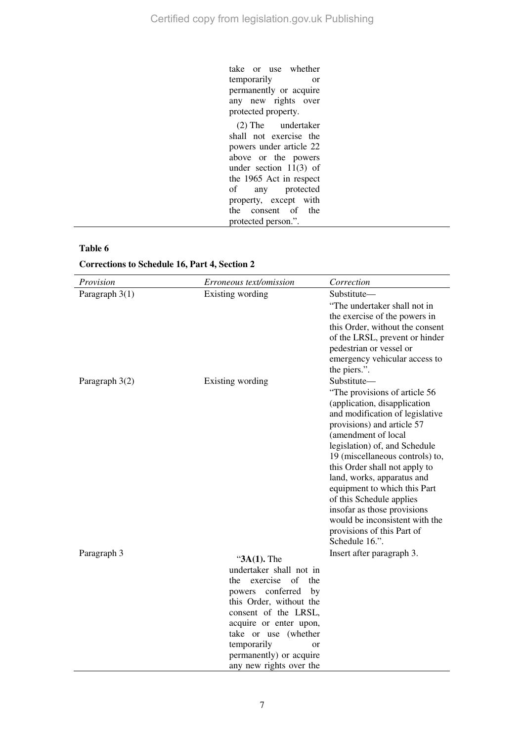| | take or use whether temporarily or permanently or acquire any new rights over protected property.<br><br>(2) The undertaker shall not exercise the powers under article 22 above or the powers under section 11(3) of the 1965 Act in respect of any protected property, except with the consent of the protected person.”. | |
|---|---|---|

**Table 6**

**Corrections to Schedule 16, Part 4, Section 2**

| *Provision* | *Erroneous text/omission* | *Correction* |
|---|---|---|
| Paragraph 3(1) | Existing wording | Substitute—<br>“The undertaker shall not in the exercise of the powers in this Order, without the consent of the LRSL, prevent or hinder pedestrian or vessel or emergency vehicular access to the piers.”. |
| Paragraph 3(2) | Existing wording | Substitute—<br>“The provisions of article 56 (application, disapplication and modification of legislative provisions) and article 57 (amendment of local legislation) of, and Schedule 19 (miscellaneous controls) to, this Order shall not apply to land, works, apparatus and equipment to which this Part of this Schedule applies insofar as those provisions would be inconsistent with the provisions of this Part of Schedule 16.”. |
| Paragraph 3 | “**3A(1).** The undertaker shall not in the exercise of the powers conferred by this Order, without the consent of the LRSL, acquire or enter upon, take or use (whether temporarily or permanently) or acquire any new rights over the | Insert after paragraph 3. |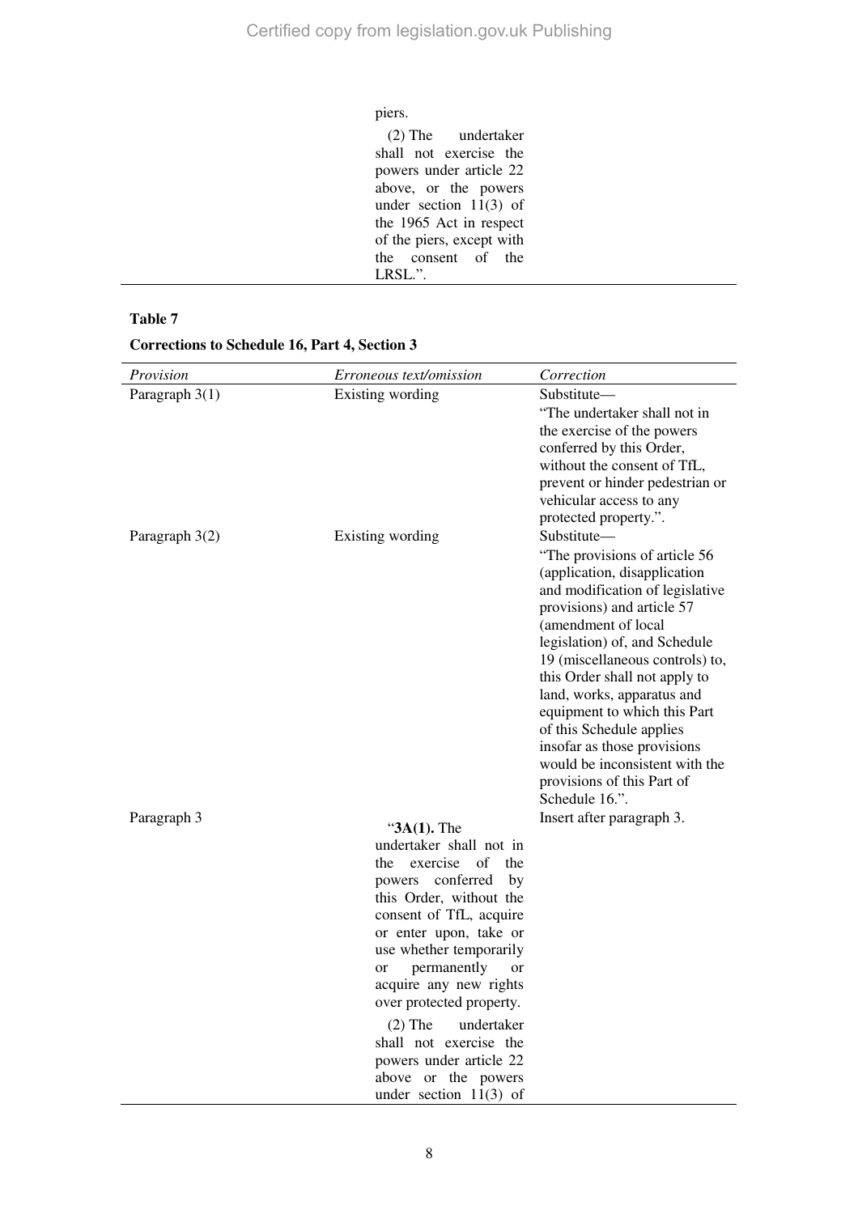| | piers. (2) The undertaker shall not exercise the powers under article 22 above, or the powers under section 11(3) of the 1965 Act in respect of the piers, except with the consent of the LRSL.". | |
|---|---|---|

**Table 7**

**Corrections to Schedule 16, Part 4, Section 3**

| *Provision* | *Erroneous text/omission* | *Correction* |
|---|---|---|
| Paragraph 3(1) | Existing wording | Substitute— "The undertaker shall not in the exercise of the powers conferred by this Order, without the consent of TfL, prevent or hinder pedestrian or vehicular access to any protected property.". |
| Paragraph 3(2) | Existing wording | Substitute— "The provisions of article 56 (application, disapplication and modification of legislative provisions) and article 57 (amendment of local legislation) of, and Schedule 19 (miscellaneous controls) to, this Order shall not apply to land, works, apparatus and equipment to which this Part of this Schedule applies insofar as those provisions would be inconsistent with the provisions of this Part of Schedule 16.". |
| Paragraph 3 | "**3A(1).** The undertaker shall not in the exercise of the powers conferred by this Order, without the consent of TfL, acquire or enter upon, take or use whether temporarily or permanently or acquire any new rights over protected property. (2) The undertaker shall not exercise the powers under article 22 above or the powers under section 11(3) of | Insert after paragraph 3. |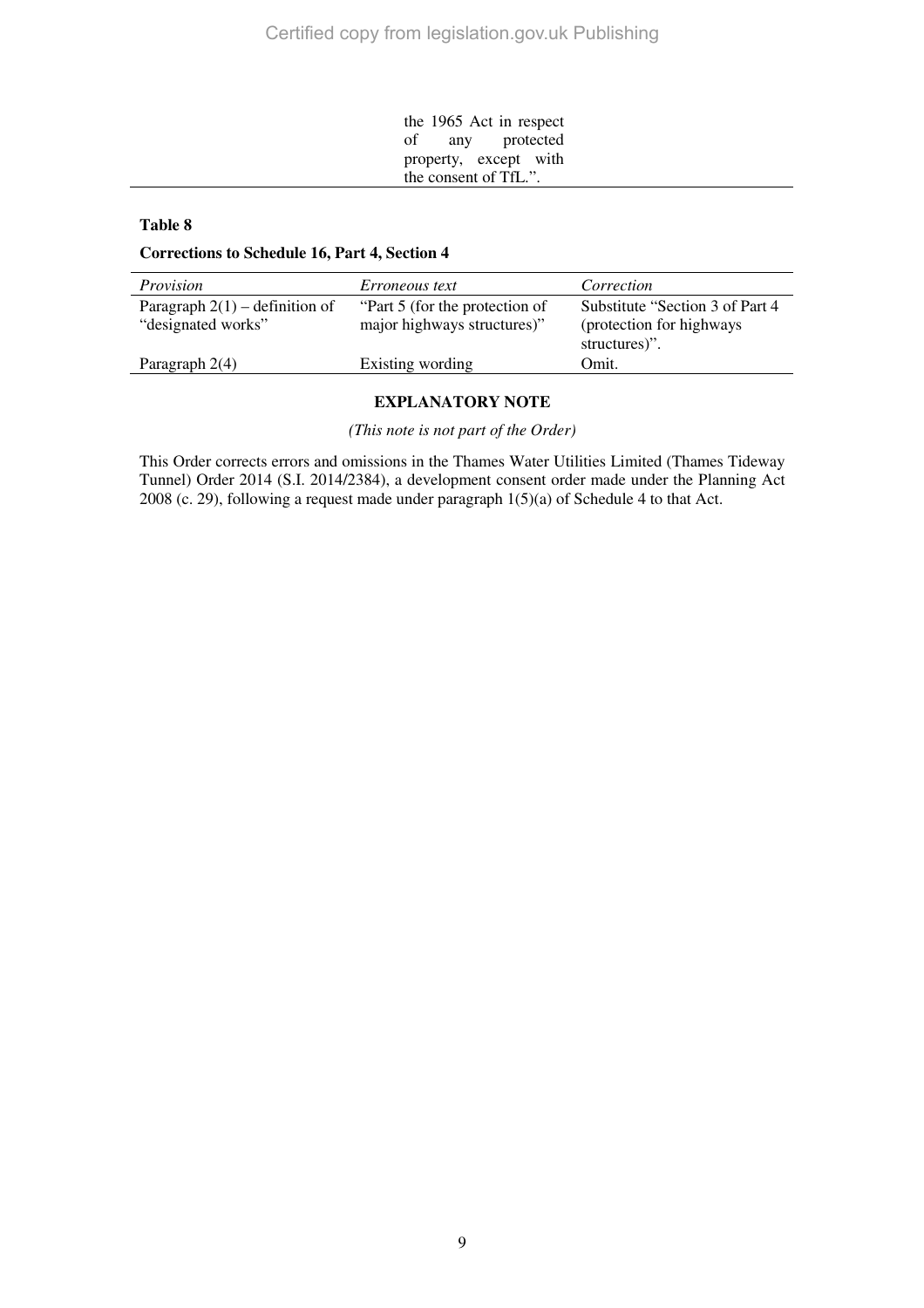| | | |
|---|---|---|
| | | the 1965 Act in respect of any protected property, except with the consent of TfL.”. |

**Table 8**

**Corrections to Schedule 16, Part 4, Section 4**

| *Provision* | *Erroneous text* | *Correction* |
|---|---|---|
| Paragraph 2(1) – definition of “designated works” | “Part 5 (for the protection of major highways structures)” | Substitute “Section 3 of Part 4 (protection for highways structures)”. |
| Paragraph 2(4) | Existing wording | Omit. |

**EXPLANATORY NOTE**

*(This note is not part of the Order)*

This Order corrects errors and omissions in the Thames Water Utilities Limited (Thames Tideway Tunnel) Order 2014 (S.I. 2014/2384), a development consent order made under the Planning Act 2008 (c. 29), following a request made under paragraph 1(5)(a) of Schedule 4 to that Act.